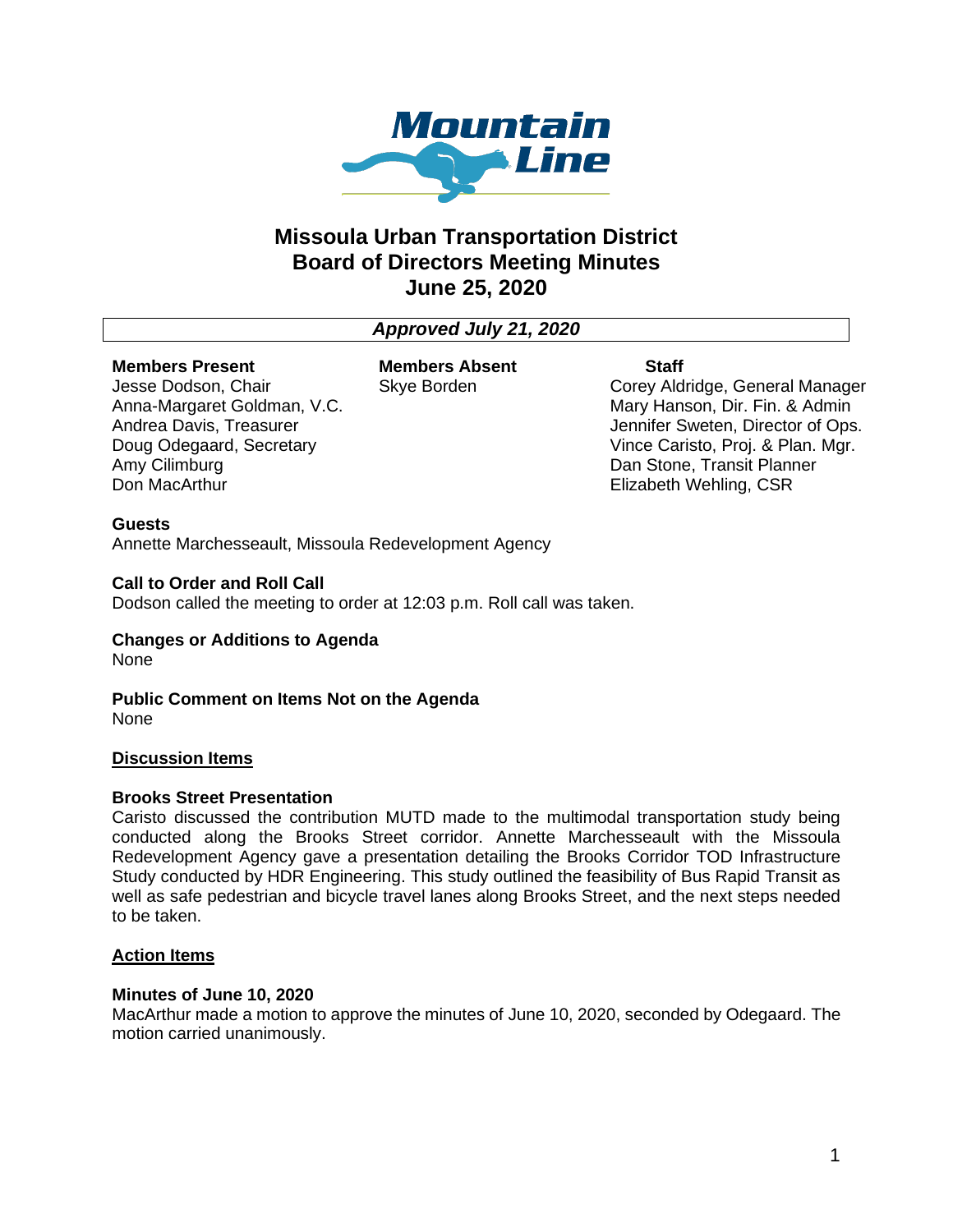Mountain Line

# Missoula Urban Transportation District
# Board of Directors Meeting Minutes
# June 25, 2020

***Approved July 21, 2020***

| Members Present | Members Absent | Staff |
| --- | --- | --- |
| Jesse Dodson, Chair | Skye Borden | Corey Aldridge, General Manager |
| Anna-Margaret Goldman, V.C. | | Mary Hanson, Dir. Fin. & Admin |
| Andrea Davis, Treasurer | | Jennifer Sweten, Director of Ops. |
| Doug Odegaard, Secretary | | Vince Caristo, Proj. & Plan. Mgr. |
| Amy Cilimburg | | Dan Stone, Transit Planner |
| Don MacArthur | | Elizabeth Wehling, CSR |

**Guests**
Annette Marchesseault, Missoula Redevelopment Agency

**Call to Order and Roll Call**
Dodson called the meeting to order at 12:03 p.m. Roll call was taken.

**Changes or Additions to Agenda**
None

**Public Comment on Items Not on the Agenda**
None

**Discussion Items**

**Brooks Street Presentation**
Caristo discussed the contribution MUTD made to the multimodal transportation study being conducted along the Brooks Street corridor. Annette Marchesseault with the Missoula Redevelopment Agency gave a presentation detailing the Brooks Corridor TOD Infrastructure Study conducted by HDR Engineering. This study outlined the feasibility of Bus Rapid Transit as well as safe pedestrian and bicycle travel lanes along Brooks Street, and the next steps needed to be taken.

**Action Items**

**Minutes of June 10, 2020**
MacArthur made a motion to approve the minutes of June 10, 2020, seconded by Odegaard. The motion carried unanimously.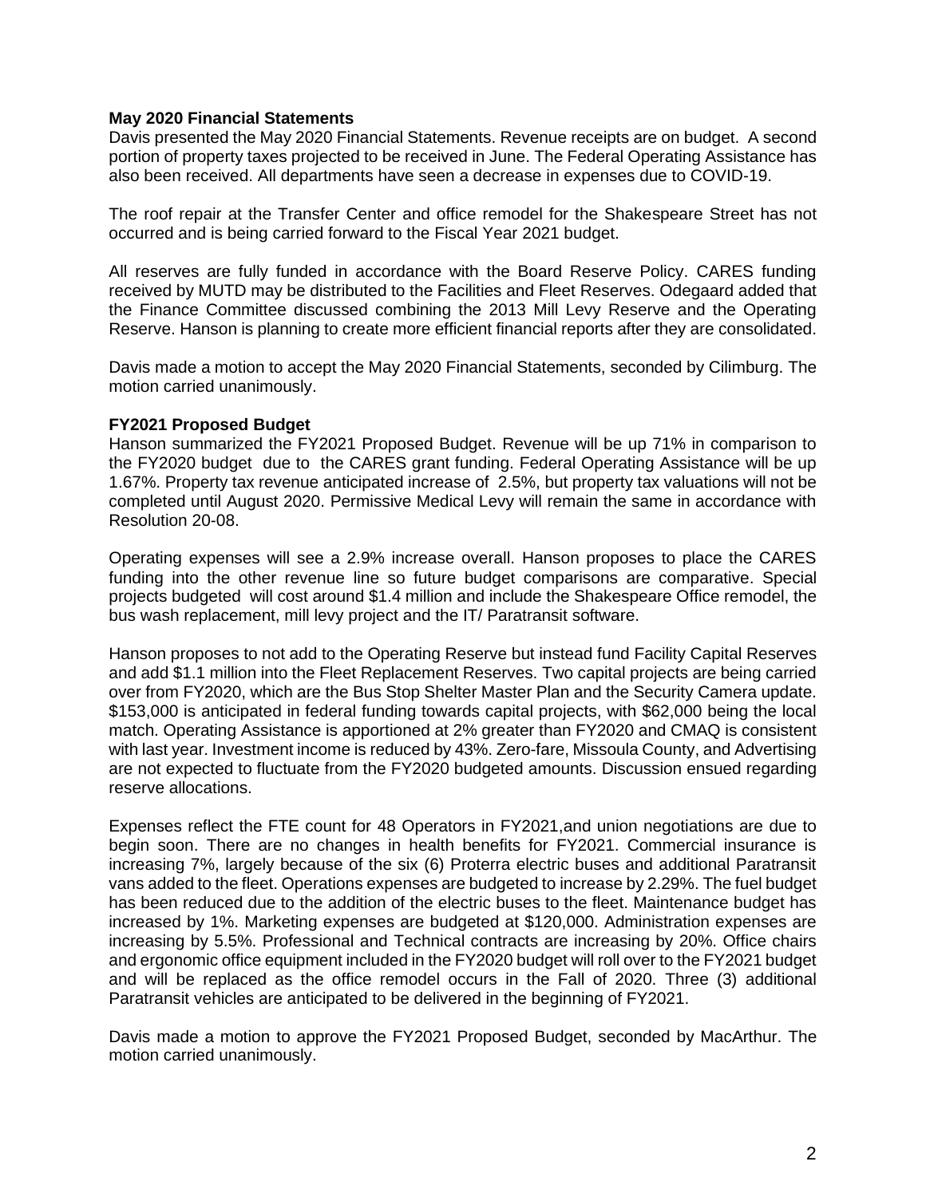**May 2020 Financial Statements**

Davis presented the May 2020 Financial Statements. Revenue receipts are on budget. A second portion of property taxes projected to be received in June. The Federal Operating Assistance has also been received. All departments have seen a decrease in expenses due to COVID-19.

The roof repair at the Transfer Center and office remodel for the Shakespeare Street has not occurred and is being carried forward to the Fiscal Year 2021 budget.

All reserves are fully funded in accordance with the Board Reserve Policy. CARES funding received by MUTD may be distributed to the Facilities and Fleet Reserves. Odegaard added that the Finance Committee discussed combining the 2013 Mill Levy Reserve and the Operating Reserve. Hanson is planning to create more efficient financial reports after they are consolidated.

Davis made a motion to accept the May 2020 Financial Statements, seconded by Cilimburg. The motion carried unanimously.

**FY2021 Proposed Budget**

Hanson summarized the FY2021 Proposed Budget. Revenue will be up 71% in comparison to the FY2020 budget due to the CARES grant funding. Federal Operating Assistance will be up 1.67%. Property tax revenue anticipated increase of 2.5%, but property tax valuations will not be completed until August 2020. Permissive Medical Levy will remain the same in accordance with Resolution 20-08.

Operating expenses will see a 2.9% increase overall. Hanson proposes to place the CARES funding into the other revenue line so future budget comparisons are comparative. Special projects budgeted will cost around $1.4 million and include the Shakespeare Office remodel, the bus wash replacement, mill levy project and the IT/ Paratransit software.

Hanson proposes to not add to the Operating Reserve but instead fund Facility Capital Reserves and add $1.1 million into the Fleet Replacement Reserves. Two capital projects are being carried over from FY2020, which are the Bus Stop Shelter Master Plan and the Security Camera update. $153,000 is anticipated in federal funding towards capital projects, with $62,000 being the local match. Operating Assistance is apportioned at 2% greater than FY2020 and CMAQ is consistent with last year. Investment income is reduced by 43%. Zero-fare, Missoula County, and Advertising are not expected to fluctuate from the FY2020 budgeted amounts. Discussion ensued regarding reserve allocations.

Expenses reflect the FTE count for 48 Operators in FY2021,and union negotiations are due to begin soon. There are no changes in health benefits for FY2021. Commercial insurance is increasing 7%, largely because of the six (6) Proterra electric buses and additional Paratransit vans added to the fleet. Operations expenses are budgeted to increase by 2.29%. The fuel budget has been reduced due to the addition of the electric buses to the fleet. Maintenance budget has increased by 1%. Marketing expenses are budgeted at $120,000. Administration expenses are increasing by 5.5%. Professional and Technical contracts are increasing by 20%. Office chairs and ergonomic office equipment included in the FY2020 budget will roll over to the FY2021 budget and will be replaced as the office remodel occurs in the Fall of 2020. Three (3) additional Paratransit vehicles are anticipated to be delivered in the beginning of FY2021.

Davis made a motion to approve the FY2021 Proposed Budget, seconded by MacArthur. The motion carried unanimously.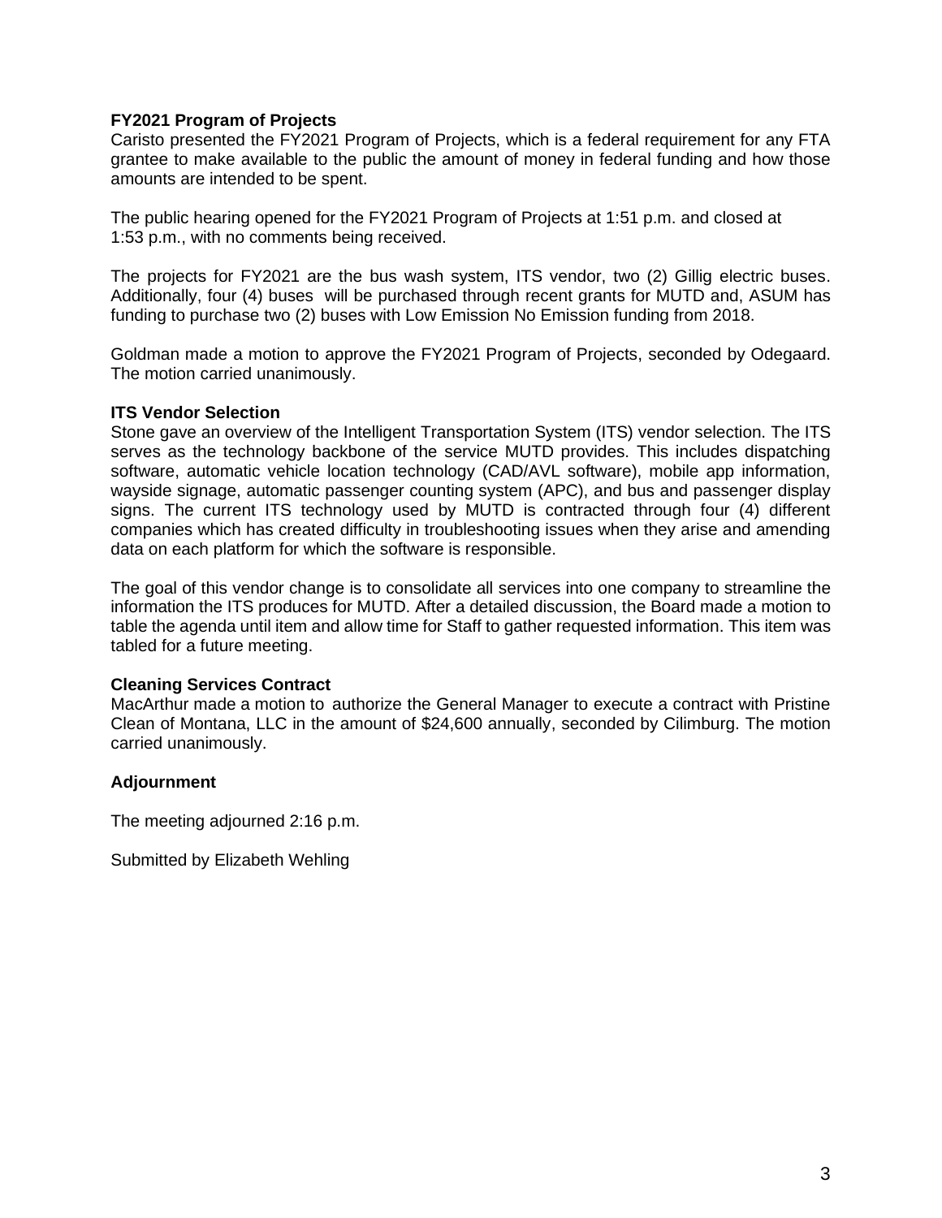**FY2021 Program of Projects**

Caristo presented the FY2021 Program of Projects, which is a federal requirement for any FTA grantee to make available to the public the amount of money in federal funding and how those amounts are intended to be spent.

The public hearing opened for the FY2021 Program of Projects at 1:51 p.m. and closed at 1:53 p.m., with no comments being received.

The projects for FY2021 are the bus wash system, ITS vendor, two (2) Gillig electric buses. Additionally, four (4) buses will be purchased through recent grants for MUTD and, ASUM has funding to purchase two (2) buses with Low Emission No Emission funding from 2018.

Goldman made a motion to approve the FY2021 Program of Projects, seconded by Odegaard. The motion carried unanimously.

**ITS Vendor Selection**

Stone gave an overview of the Intelligent Transportation System (ITS) vendor selection. The ITS serves as the technology backbone of the service MUTD provides. This includes dispatching software, automatic vehicle location technology (CAD/AVL software), mobile app information, wayside signage, automatic passenger counting system (APC), and bus and passenger display signs. The current ITS technology used by MUTD is contracted through four (4) different companies which has created difficulty in troubleshooting issues when they arise and amending data on each platform for which the software is responsible.

The goal of this vendor change is to consolidate all services into one company to streamline the information the ITS produces for MUTD. After a detailed discussion, the Board made a motion to table the agenda until item and allow time for Staff to gather requested information. This item was tabled for a future meeting.

**Cleaning Services Contract**

MacArthur made a motion to authorize the General Manager to execute a contract with Pristine Clean of Montana, LLC in the amount of $24,600 annually, seconded by Cilimburg. The motion carried unanimously.

**Adjournment**

The meeting adjourned 2:16 p.m.

Submitted by Elizabeth Wehling